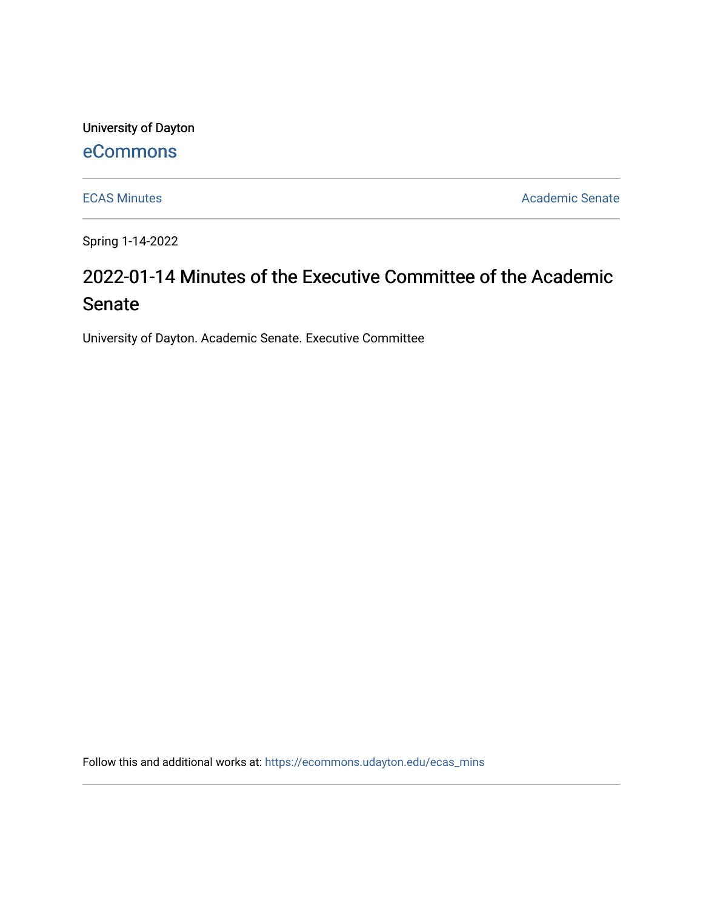University of Dayton

eCommons

ECAS Minutes

Academic Senate

Spring 1-14-2022

# 2022-01-14 Minutes of the Executive Committee of the Academic Senate

University of Dayton. Academic Senate. Executive Committee

Follow this and additional works at: https://ecommons.udayton.edu/ecas_mins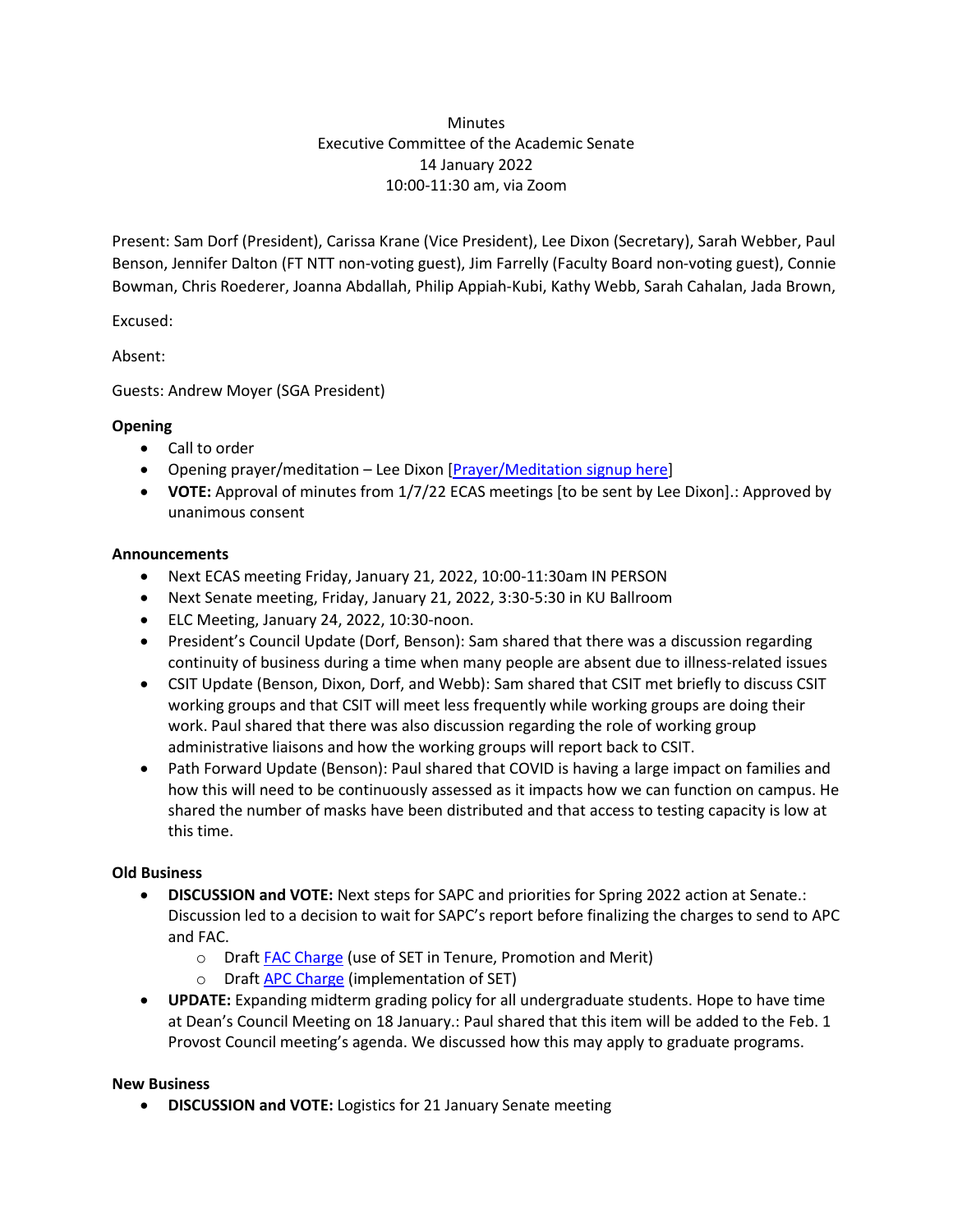Minutes
Executive Committee of the Academic Senate
14 January 2022
10:00-11:30 am, via Zoom

Present: Sam Dorf (President), Carissa Krane (Vice President), Lee Dixon (Secretary), Sarah Webber, Paul Benson, Jennifer Dalton (FT NTT non-voting guest), Jim Farrelly (Faculty Board non-voting guest), Connie Bowman, Chris Roederer, Joanna Abdallah, Philip Appiah-Kubi, Kathy Webb, Sarah Cahalan, Jada Brown,

Excused:

Absent:

Guests: Andrew Moyer (SGA President)

**Opening**

- Call to order
- Opening prayer/meditation – Lee Dixon [Prayer/Meditation signup here]
- **VOTE:** Approval of minutes from 1/7/22 ECAS meetings [to be sent by Lee Dixon].: Approved by unanimous consent

**Announcements**

- Next ECAS meeting Friday, January 21, 2022, 10:00-11:30am IN PERSON
- Next Senate meeting, Friday, January 21, 2022, 3:30-5:30 in KU Ballroom
- ELC Meeting, January 24, 2022, 10:30-noon.
- President's Council Update (Dorf, Benson): Sam shared that there was a discussion regarding continuity of business during a time when many people are absent due to illness-related issues
- CSIT Update (Benson, Dixon, Dorf, and Webb): Sam shared that CSIT met briefly to discuss CSIT working groups and that CSIT will meet less frequently while working groups are doing their work. Paul shared that there was also discussion regarding the role of working group administrative liaisons and how the working groups will report back to CSIT.
- Path Forward Update (Benson): Paul shared that COVID is having a large impact on families and how this will need to be continuously assessed as it impacts how we can function on campus. He shared the number of masks have been distributed and that access to testing capacity is low at this time.

**Old Business**

- **DISCUSSION and VOTE:** Next steps for SAPC and priorities for Spring 2022 action at Senate.: Discussion led to a decision to wait for SAPC's report before finalizing the charges to send to APC and FAC.
  - Draft FAC Charge (use of SET in Tenure, Promotion and Merit)
  - Draft APC Charge (implementation of SET)
- **UPDATE:** Expanding midterm grading policy for all undergraduate students. Hope to have time at Dean's Council Meeting on 18 January.: Paul shared that this item will be added to the Feb. 1 Provost Council meeting's agenda. We discussed how this may apply to graduate programs.

**New Business**

- **DISCUSSION and VOTE:** Logistics for 21 January Senate meeting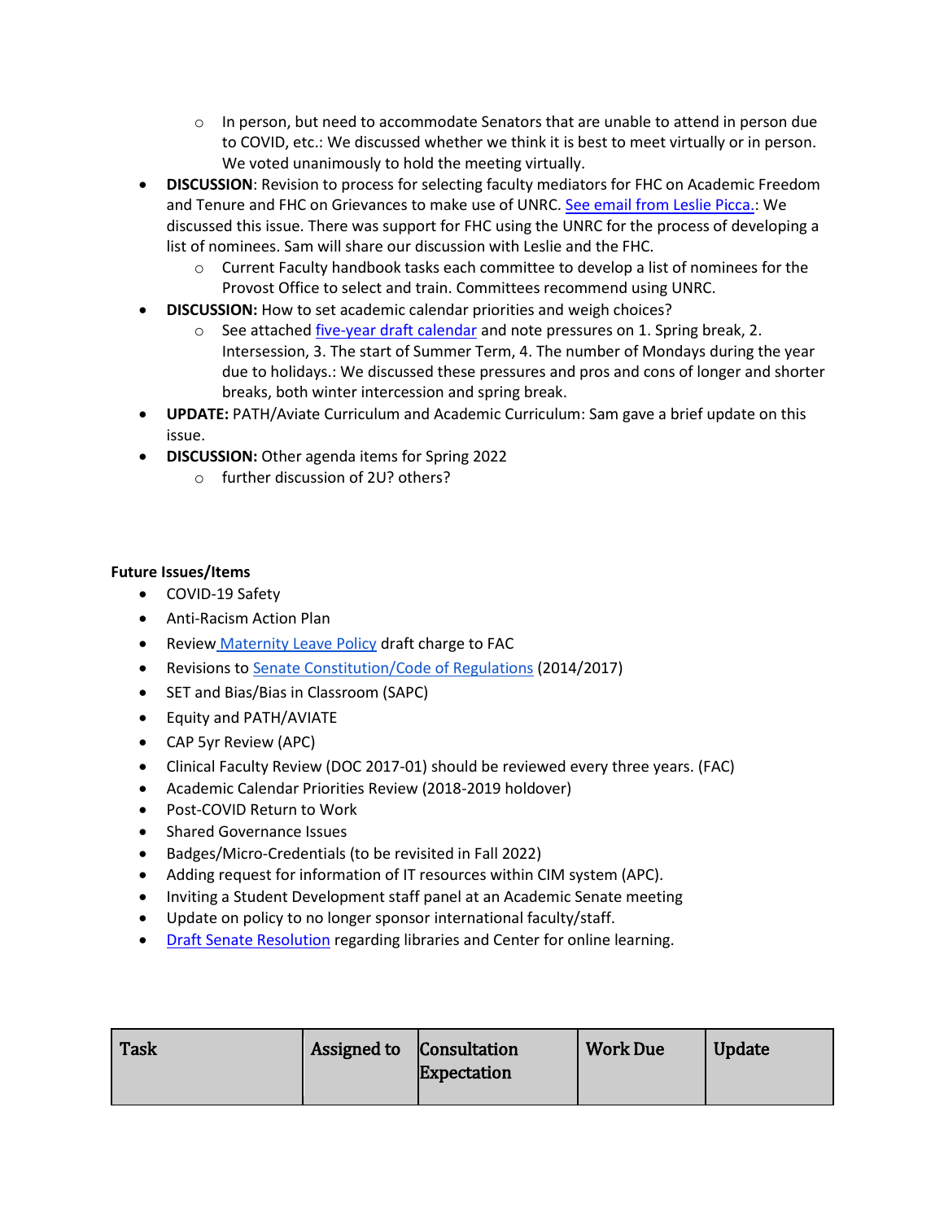- In person, but need to accommodate Senators that are unable to attend in person due to COVID, etc.: We discussed whether we think it is best to meet virtually or in person. We voted unanimously to hold the meeting virtually.
- **DISCUSSION**: Revision to process for selecting faculty mediators for FHC on Academic Freedom and Tenure and FHC on Grievances to make use of UNRC. [See email from Leslie Picca.](): We discussed this issue. There was support for FHC using the UNRC for the process of developing a list of nominees. Sam will share our discussion with Leslie and the FHC.
    - Current Faculty handbook tasks each committee to develop a list of nominees for the Provost Office to select and train. Committees recommend using UNRC.
- **DISCUSSION:** How to set academic calendar priorities and weigh choices?
    - See attached [five-year draft calendar]() and note pressures on 1. Spring break, 2. Intersession, 3. The start of Summer Term, 4. The number of Mondays during the year due to holidays.: We discussed these pressures and pros and cons of longer and shorter breaks, both winter intercession and spring break.
- **UPDATE:** PATH/Aviate Curriculum and Academic Curriculum: Sam gave a brief update on this issue.
- **DISCUSSION:** Other agenda items for Spring 2022
    - further discussion of 2U? others?

**Future Issues/Items**

- COVID-19 Safety
- Anti-Racism Action Plan
- Review [Maternity Leave Policy]() draft charge to FAC
- Revisions to [Senate Constitution/Code of Regulations]() (2014/2017)
- SET and Bias/Bias in Classroom (SAPC)
- Equity and PATH/AVIATE
- CAP 5yr Review (APC)
- Clinical Faculty Review (DOC 2017-01) should be reviewed every three years. (FAC)
- Academic Calendar Priorities Review (2018-2019 holdover)
- Post-COVID Return to Work
- Shared Governance Issues
- Badges/Micro-Credentials (to be revisited in Fall 2022)
- Adding request for information of IT resources within CIM system (APC).
- Inviting a Student Development staff panel at an Academic Senate meeting
- Update on policy to no longer sponsor international faculty/staff.
- [Draft Senate Resolution]() regarding libraries and Center for online learning.

| Task | Assigned to | Consultation Expectation | Work Due | Update |
|---|---|---|---|---|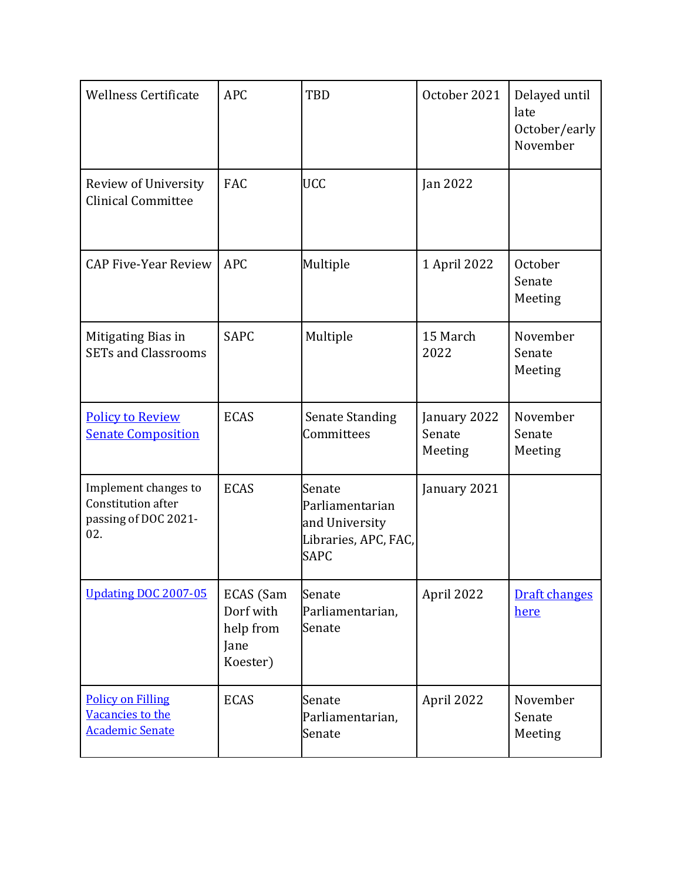| Wellness Certificate | APC | TBD | October 2021 | Delayed until late October/early November |
|---|---|---|---|---|
| Review of University Clinical Committee | FAC | UCC | Jan 2022 | |
| CAP Five-Year Review | APC | Multiple | 1 April 2022 | October Senate Meeting |
| Mitigating Bias in SETs and Classrooms | SAPC | Multiple | 15 March 2022 | November Senate Meeting |
| Policy to Review Senate Composition | ECAS | Senate Standing Committees | January 2022 Senate Meeting | November Senate Meeting |
| Implement changes to Constitution after passing of DOC 2021-02. | ECAS | Senate Parliamentarian and University Libraries, APC, FAC, SAPC | January 2021 | |
| Updating DOC 2007-05 | ECAS (Sam Dorf with help from Jane Koester) | Senate Parliamentarian, Senate | April 2022 | Draft changes here |
| Policy on Filling Vacancies to the Academic Senate | ECAS | Senate Parliamentarian, Senate | April 2022 | November Senate Meeting |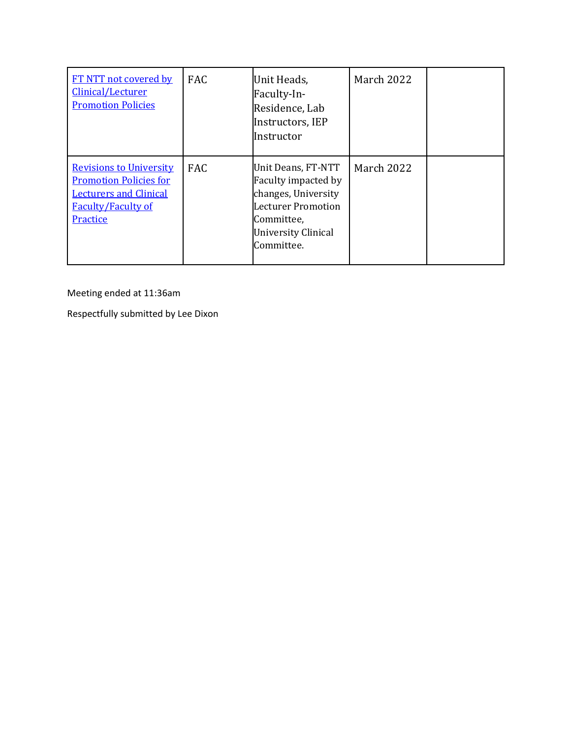| | | | | |
|---|---|---|---|---|
| FT NTT not covered by Clinical/Lecturer Promotion Policies | FAC | Unit Heads, Faculty-In-Residence, Lab Instructors, IEP Instructor | March 2022 | |
| Revisions to University Promotion Policies for Lecturers and Clinical Faculty/Faculty of Practice | FAC | Unit Deans, FT-NTT Faculty impacted by changes, University Lecturer Promotion Committee, University Clinical Committee. | March 2022 | |

Meeting ended at 11:36am

Respectfully submitted by Lee Dixon